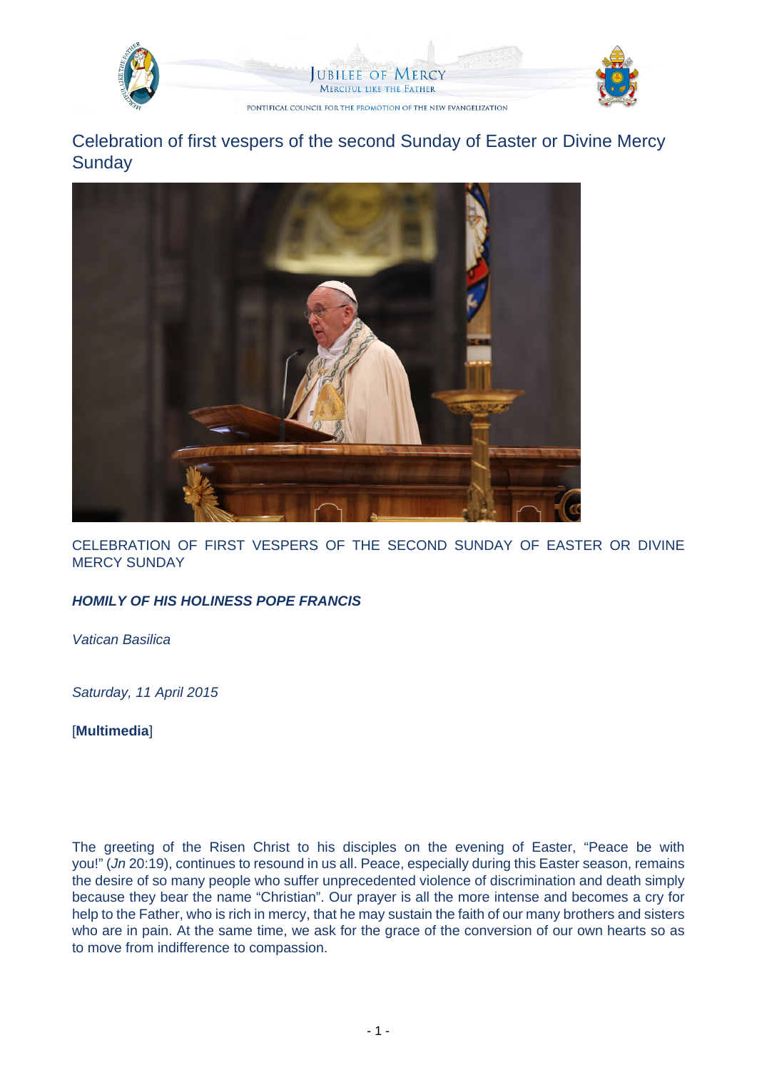# Celebration of first vespers of the second Sunday of Easter or Divine Mercy Sunday

CELEBRATION OF FIRST VESPERS OF THE SECOND SUNDAY OF EASTER OR DIVINE MERCY SUNDAY

***HOMILY OF HIS HOLINESS POPE FRANCIS***

*Vatican Basilica*

*Saturday, 11 April 2015*

[**Multimedia**]

The greeting of the Risen Christ to his disciples on the evening of Easter, "Peace be with you!" (*Jn* 20:19), continues to resound in us all. Peace, especially during this Easter season, remains the desire of so many people who suffer unprecedented violence of discrimination and death simply because they bear the name "Christian". Our prayer is all the more intense and becomes a cry for help to the Father, who is rich in mercy, that he may sustain the faith of our many brothers and sisters who are in pain. At the same time, we ask for the grace of the conversion of our own hearts so as to move from indifference to compassion.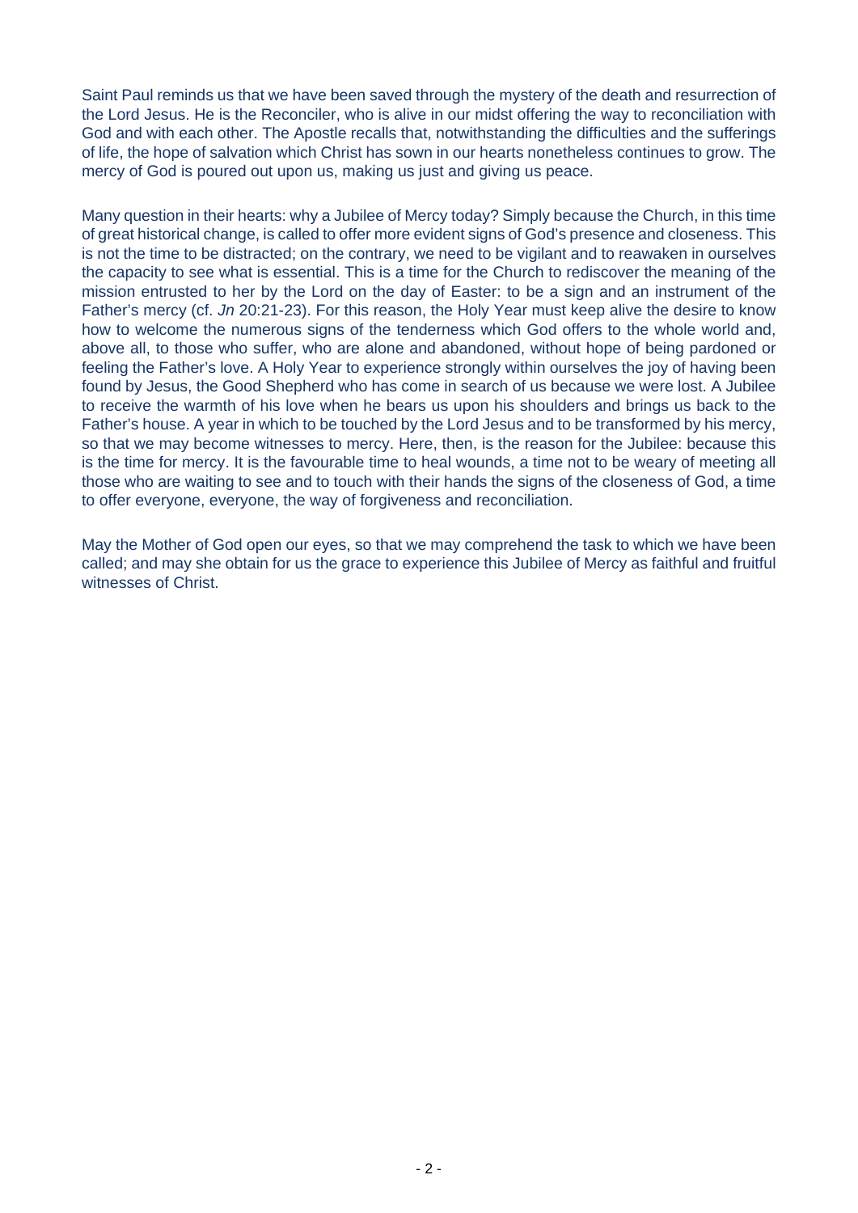Saint Paul reminds us that we have been saved through the mystery of the death and resurrection of the Lord Jesus. He is the Reconciler, who is alive in our midst offering the way to reconciliation with God and with each other. The Apostle recalls that, notwithstanding the difficulties and the sufferings of life, the hope of salvation which Christ has sown in our hearts nonetheless continues to grow. The mercy of God is poured out upon us, making us just and giving us peace.

Many question in their hearts: why a Jubilee of Mercy today? Simply because the Church, in this time of great historical change, is called to offer more evident signs of God's presence and closeness. This is not the time to be distracted; on the contrary, we need to be vigilant and to reawaken in ourselves the capacity to see what is essential. This is a time for the Church to rediscover the meaning of the mission entrusted to her by the Lord on the day of Easter: to be a sign and an instrument of the Father's mercy (cf. *Jn* 20:21-23). For this reason, the Holy Year must keep alive the desire to know how to welcome the numerous signs of the tenderness which God offers to the whole world and, above all, to those who suffer, who are alone and abandoned, without hope of being pardoned or feeling the Father's love. A Holy Year to experience strongly within ourselves the joy of having been found by Jesus, the Good Shepherd who has come in search of us because we were lost. A Jubilee to receive the warmth of his love when he bears us upon his shoulders and brings us back to the Father's house. A year in which to be touched by the Lord Jesus and to be transformed by his mercy, so that we may become witnesses to mercy. Here, then, is the reason for the Jubilee: because this is the time for mercy. It is the favourable time to heal wounds, a time not to be weary of meeting all those who are waiting to see and to touch with their hands the signs of the closeness of God, a time to offer everyone, everyone, the way of forgiveness and reconciliation.

May the Mother of God open our eyes, so that we may comprehend the task to which we have been called; and may she obtain for us the grace to experience this Jubilee of Mercy as faithful and fruitful witnesses of Christ.